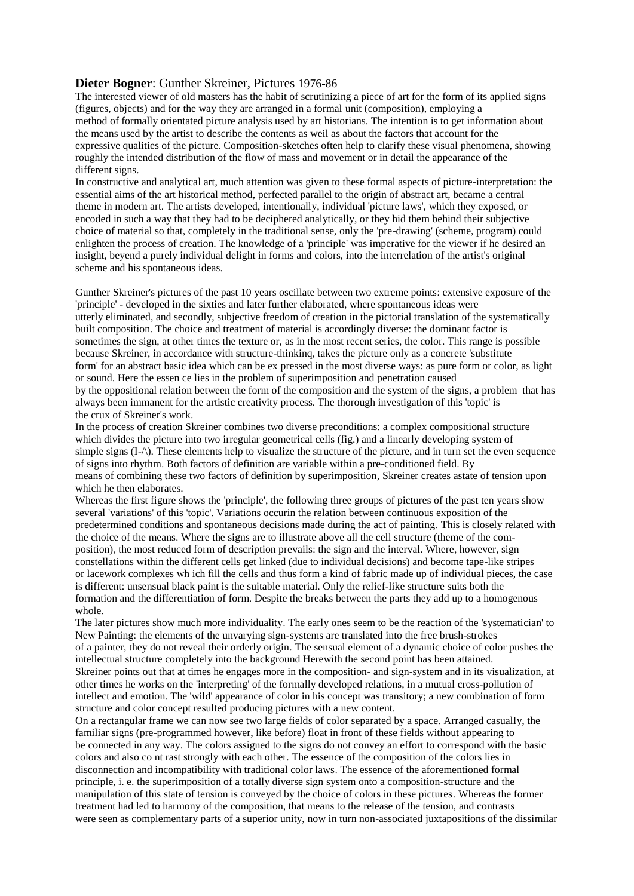**Dieter Bogner**: Gunther Skreiner, Pictures 1976-86

The interested viewer of old masters has the habit of scrutinizing a piece of art for the form of its applied signs (figures, objects) and for the way they are arranged in a formal unit (composition), employing a method of formally orientated picture analysis used by art historians. The intention is to get information about the means used by the artist to describe the contents as weil as about the factors that account for the expressive qualities of the picture. Composition-sketches often help to clarify these visual phenomena, showing roughly the intended distribution of the flow of mass and movement or in detail the appearance of the different signs.

In constructive and analytical art, much attention was given to these formal aspects of picture-interpretation: the essential aims of the art historical method, perfected parallel to the origin of abstract art, became a central theme in modern art. The artists developed, intentionally, individual 'picture laws', which they exposed, or encoded in such a way that they had to be deciphered analytically, or they hid them behind their subjective choice of material so that, completely in the traditional sense, only the 'pre-drawing' (scheme, program) could enlighten the process of creation. The knowledge of a 'principle' was imperative for the viewer if he desired an insight, beyend a purely individual delight in forms and colors, into the interrelation of the artist's original scheme and his spontaneous ideas.

Gunther Skreiner's pictures of the past 10 years oscillate between two extreme points: extensive exposure of the 'principle' - developed in the sixties and later further elaborated, where spontaneous ideas were utterly eliminated, and secondly, subjective freedom of creation in the pictorial translation of the systematically built composition. The choice and treatment of material is accordingly diverse: the dominant factor is sometimes the sign, at other times the texture or, as in the most recent series, the color. This range is possible because Skreiner, in accordance with structure-thinkinq, takes the picture only as a concrete 'substitute form' for an abstract basic idea which can be ex pressed in the most diverse ways: as pure form or color, as light or sound. Here the essen ce lies in the problem of superimposition and penetration caused by the oppositional relation between the form of the composition and the system of the signs, a problem that has always been immanent for the artistic creativity process. The thorough investigation of this 'topic' is the crux of Skreiner's work.

In the process of creation Skreiner combines two diverse preconditions: a complex compositional structure which divides the picture into two irregular geometrical cells (fig.) and a linearly developing system of simple signs (I-/\). These elements help to visualize the structure of the picture, and in turn set the even sequence of signs into rhythm. Both factors of definition are variable within a pre-conditioned field. By means of combining these two factors of definition by superimposition, Skreiner creates astate of tension upon which he then elaborates.

Whereas the first figure shows the 'principle', the following three groups of pictures of the past ten years show several 'variations' of this 'topic'. Variations occurin the relation between continuous exposition of the predetermined conditions and spontaneous decisions made during the act of painting. This is closely related with the choice of the means. Where the signs are to illustrate above all the cell structure (theme of the com-position), the most reduced form of description prevails: the sign and the interval. Where, however, sign constellations within the different cells get linked (due to individual decisions) and become tape-like stripes or lacework complexes wh ich fill the cells and thus form a kind of fabric made up of individual pieces, the case is different: unsensual black paint is the suitable material. Only the relief-like structure suits both the formation and the differentiation of form. Despite the breaks between the parts they add up to a homogenous whole.

The later pictures show much more individuality. The early ones seem to be the reaction of the 'systematician' to New Painting: the elements of the unvarying sign-systems are translated into the free brush-strokes of a painter, they do not reveal their orderly origin. The sensual element of a dynamic choice of color pushes the intellectual structure completely into the background Herewith the second point has been attained.

Skreiner points out that at times he engages more in the composition- and sign-system and in its visualization, at other times he works on the 'interpreting' of the formally developed relations, in a mutual cross-pollution of intellect and emotion. The 'wild' appearance of color in his concept was transitory; a new combination of form structure and color concept resulted producing pictures with a new content.

On a rectangular frame we can now see two large fields of color separated by a space. Arranged casualIy, the familiar signs (pre-programmed however, like before) float in front of these fields without appearing to be connected in any way. The colors assigned to the signs do not convey an effort to correspond with the basic colors and also co nt rast strongly with each other. The essence of the composition of the colors lies in disconnection and incompatibility with traditional color laws. The essence of the aforementioned formal principle, i. e. the superimposition of a totally diverse sign system onto a composition-structure and the manipulation of this state of tension is conveyed by the choice of colors in these pictures. Whereas the former treatment had led to harmony of the composition, that means to the release of the tension, and contrasts were seen as complementary parts of a superior unity, now in turn non-associated juxtapositions of the dissimilar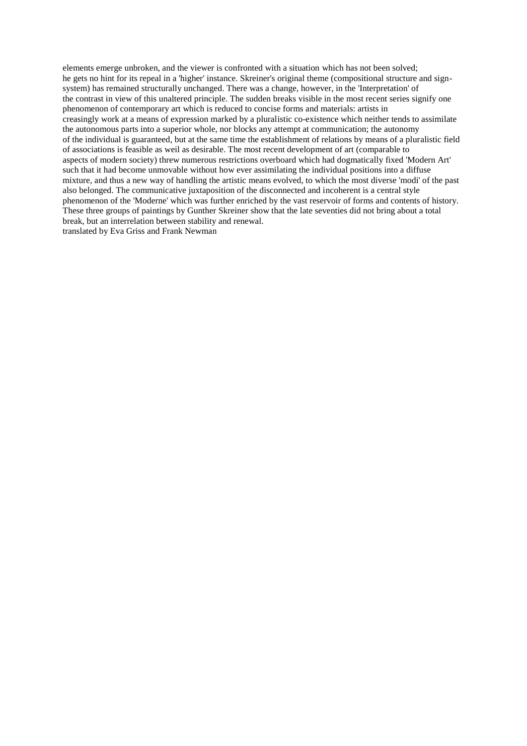elements emerge unbroken, and the viewer is confronted with a situation which has not been solved; he gets no hint for its repeal in a 'higher' instance. Skreiner's original theme (compositional structure and sign-system) has remained structurally unchanged. There was a change, however, in the 'Interpretation' of the contrast in view of this unaltered principle. The sudden breaks visible in the most recent series signify one phenomenon of contemporary art which is reduced to concise forms and materials: artists increasingly work at a means of expression marked by a pluralistic co-existence which neither tends to assimilate the autonomous parts into a superior whole, nor blocks any attempt at communication; the autonomy of the individual is guaranteed, but at the same time the establishment of relations by means of a pluralistic field of associations is feasible as weil as desirable. The most recent development of art (comparable to aspects of modern society) threw numerous restrictions overboard which had dogmatically fixed 'Modern Art' such that it had become unmovable without how ever assimilating the individual positions into a diffuse mixture, and thus a new way of handling the artistic means evolved, to which the most diverse 'modi' of the past also belonged. The communicative juxtaposition of the disconnected and incoherent is a central style phenomenon of the 'Moderne' which was further enriched by the vast reservoir of forms and contents of history. These three groups of paintings by Gunther Skreiner show that the late seventies did not bring about a total break, but an interrelation between stability and renewal.

translated by Eva Griss and Frank Newman